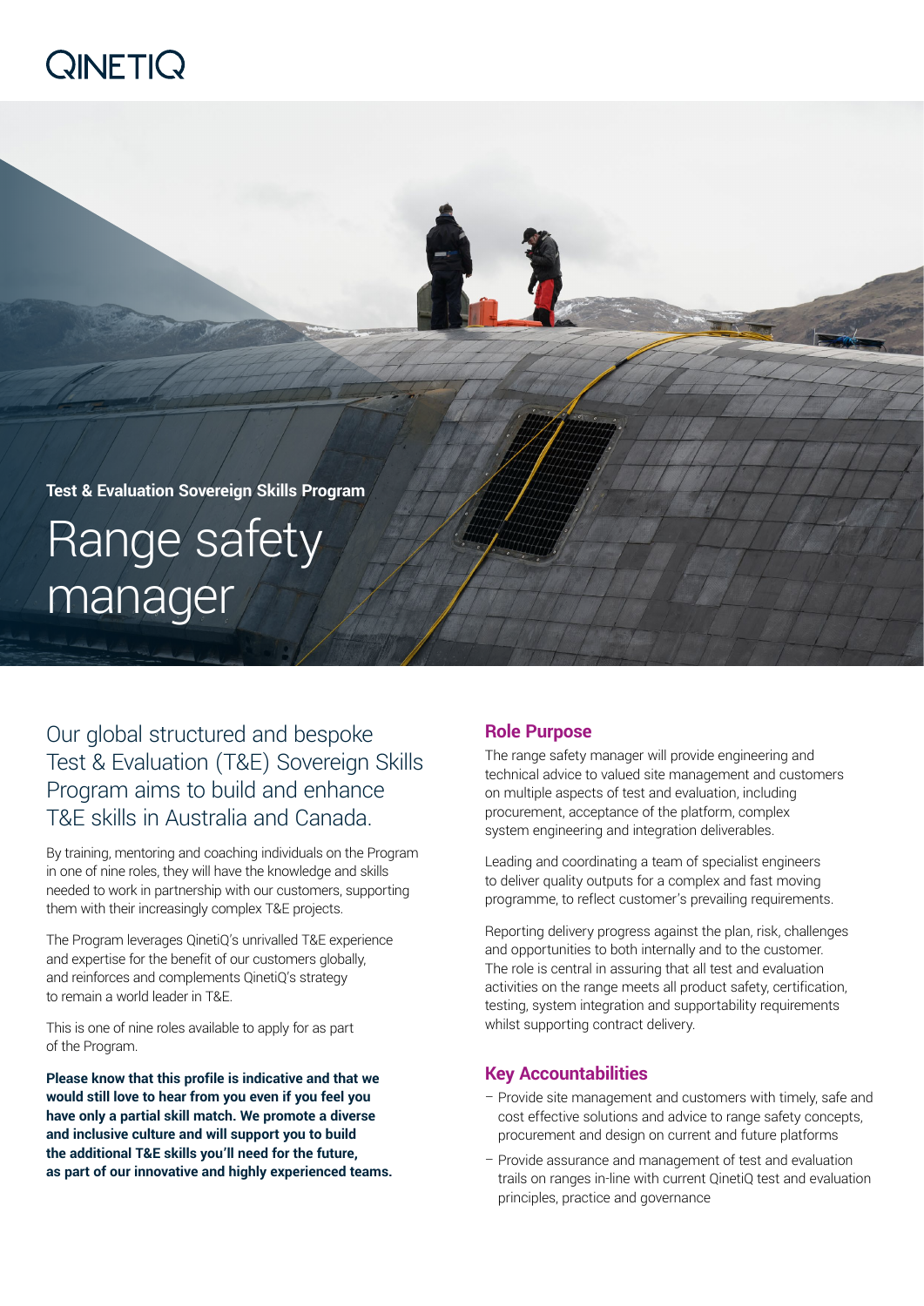QINETIQ

**Test & Evaluation Sovereign Skills Program**

# Range safety manager

## Our global structured and bespoke Test & Evaluation (T&E) Sovereign Skills Program aims to build and enhance T&E skills in Australia and Canada.

By training, mentoring and coaching individuals on the Program in one of nine roles, they will have the knowledge and skills needed to work in partnership with our customers, supporting them with their increasingly complex T&E projects.

The Program leverages QinetiQ's unrivalled T&E experience and expertise for the benefit of our customers globally, and reinforces and complements QinetiQ's strategy to remain a world leader in T&E.

This is one of nine roles available to apply for as part of the Program.

**Please know that this profile is indicative and that we would still love to hear from you even if you feel you have only a partial skill match. We promote a diverse and inclusive culture and will support you to build the additional T&E skills you'll need for the future, as part of our innovative and highly experienced teams.**

### Role Purpose

The range safety manager will provide engineering and technical advice to valued site management and customers on multiple aspects of test and evaluation, including procurement, acceptance of the platform, complex system engineering and integration deliverables.

Leading and coordinating a team of specialist engineers to deliver quality outputs for a complex and fast moving programme, to reflect customer's prevailing requirements.

Reporting delivery progress against the plan, risk, challenges and opportunities to both internally and to the customer. The role is central in assuring that all test and evaluation activities on the range meets all product safety, certification, testing, system integration and supportability requirements whilst supporting contract delivery.

### Key Accountabilities

- Provide site management and customers with timely, safe and cost effective solutions and advice to range safety concepts, procurement and design on current and future platforms
- Provide assurance and management of test and evaluation trails on ranges in-line with current QinetiQ test and evaluation principles, practice and governance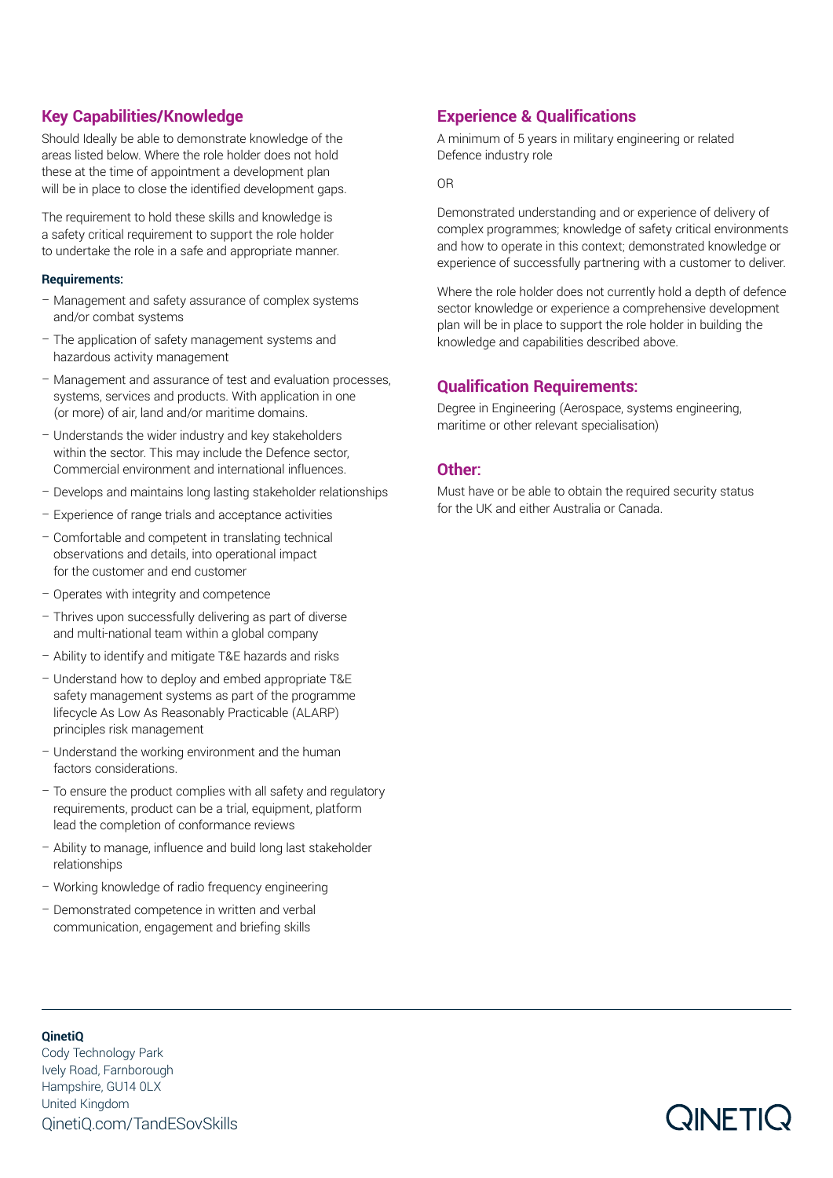## Key Capabilities/Knowledge

Should Ideally be able to demonstrate knowledge of the areas listed below. Where the role holder does not hold these at the time of appointment a development plan will be in place to close the identified development gaps.

The requirement to hold these skills and knowledge is a safety critical requirement to support the role holder to undertake the role in a safe and appropriate manner.

**Requirements:**

- Management and safety assurance of complex systems and/or combat systems
- The application of safety management systems and hazardous activity management
- Management and assurance of test and evaluation processes, systems, services and products. With application in one (or more) of air, land and/or maritime domains.
- Understands the wider industry and key stakeholders within the sector. This may include the Defence sector, Commercial environment and international influences.
- Develops and maintains long lasting stakeholder relationships
- Experience of range trials and acceptance activities
- Comfortable and competent in translating technical observations and details, into operational impact for the customer and end customer
- Operates with integrity and competence
- Thrives upon successfully delivering as part of diverse and multi-national team within a global company
- Ability to identify and mitigate T&E hazards and risks
- Understand how to deploy and embed appropriate T&E safety management systems as part of the programme lifecycle As Low As Reasonably Practicable (ALARP) principles risk management
- Understand the working environment and the human factors considerations.
- To ensure the product complies with all safety and regulatory requirements, product can be a trial, equipment, platform lead the completion of conformance reviews
- Ability to manage, influence and build long last stakeholder relationships
- Working knowledge of radio frequency engineering
- Demonstrated competence in written and verbal communication, engagement and briefing skills

## Experience & Qualifications

A minimum of 5 years in military engineering or related Defence industry role

OR

Demonstrated understanding and or experience of delivery of complex programmes; knowledge of safety critical environments and how to operate in this context; demonstrated knowledge or experience of successfully partnering with a customer to deliver.

Where the role holder does not currently hold a depth of defence sector knowledge or experience a comprehensive development plan will be in place to support the role holder in building the knowledge and capabilities described above.

## Qualification Requirements:

Degree in Engineering (Aerospace, systems engineering, maritime or other relevant specialisation)

## Other:

Must have or be able to obtain the required security status for the UK and either Australia or Canada.

**QinetiQ**
Cody Technology Park
Ively Road, Farnborough
Hampshire, GU14 0LX
United Kingdom
QinetiQ.com/TandESovSkills

QINETIQ